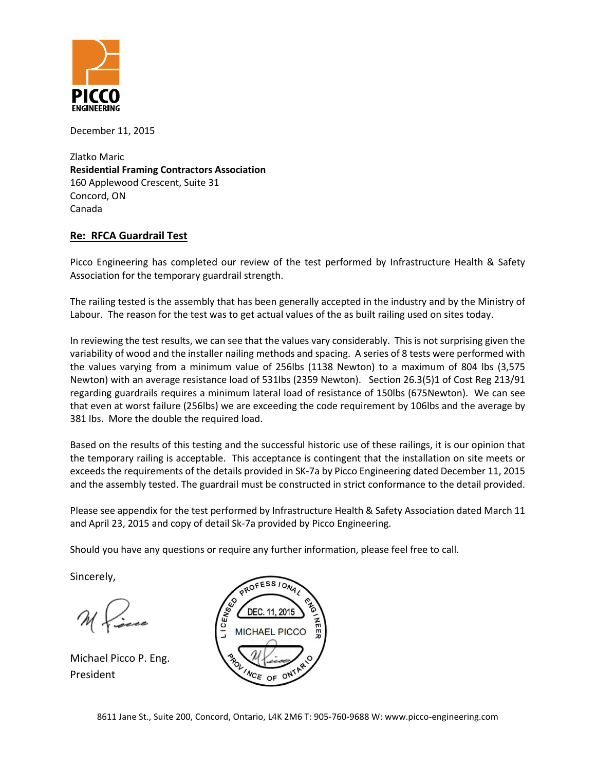PICCO ENGINEERING

December 11, 2015

Zlatko Maric
**Residential Framing Contractors Association**
160 Applewood Crescent, Suite 31
Concord, ON
Canada

**Re: RFCA Guardrail Test**

Picco Engineering has completed our review of the test performed by Infrastructure Health & Safety Association for the temporary guardrail strength.

The railing tested is the assembly that has been generally accepted in the industry and by the Ministry of Labour. The reason for the test was to get actual values of the as built railing used on sites today.

In reviewing the test results, we can see that the values vary considerably. This is not surprising given the variability of wood and the installer nailing methods and spacing. A series of 8 tests were performed with the values varying from a minimum value of 256lbs (1138 Newton) to a maximum of 804 lbs (3,575 Newton) with an average resistance load of 531lbs (2359 Newton). Section 26.3(5)1 of Cost Reg 213/91 regarding guardrails requires a minimum lateral load of resistance of 150lbs (675Newton). We can see that even at worst failure (256lbs) we are exceeding the code requirement by 106lbs and the average by 381 lbs. More the double the required load.

Based on the results of this testing and the successful historic use of these railings, it is our opinion that the temporary railing is acceptable. This acceptance is contingent that the installation on site meets or exceeds the requirements of the details provided in SK-7a by Picco Engineering dated December 11, 2015 and the assembly tested. The guardrail must be constructed in strict conformance to the detail provided.

Please see appendix for the test performed by Infrastructure Health & Safety Association dated March 11 and April 23, 2015 and copy of detail Sk-7a provided by Picco Engineering.

Should you have any questions or require any further information, please feel free to call.

Sincerely,

Michael Picco P. Eng.
President

LICENSED PROFESSIONAL ENGINEER
DEC. 11, 2015
MICHAEL PICCO
PROVINCE OF ONTARIO

8611 Jane St., Suite 200, Concord, Ontario, L4K 2M6 T: 905-760-9688 W: www.picco-engineering.com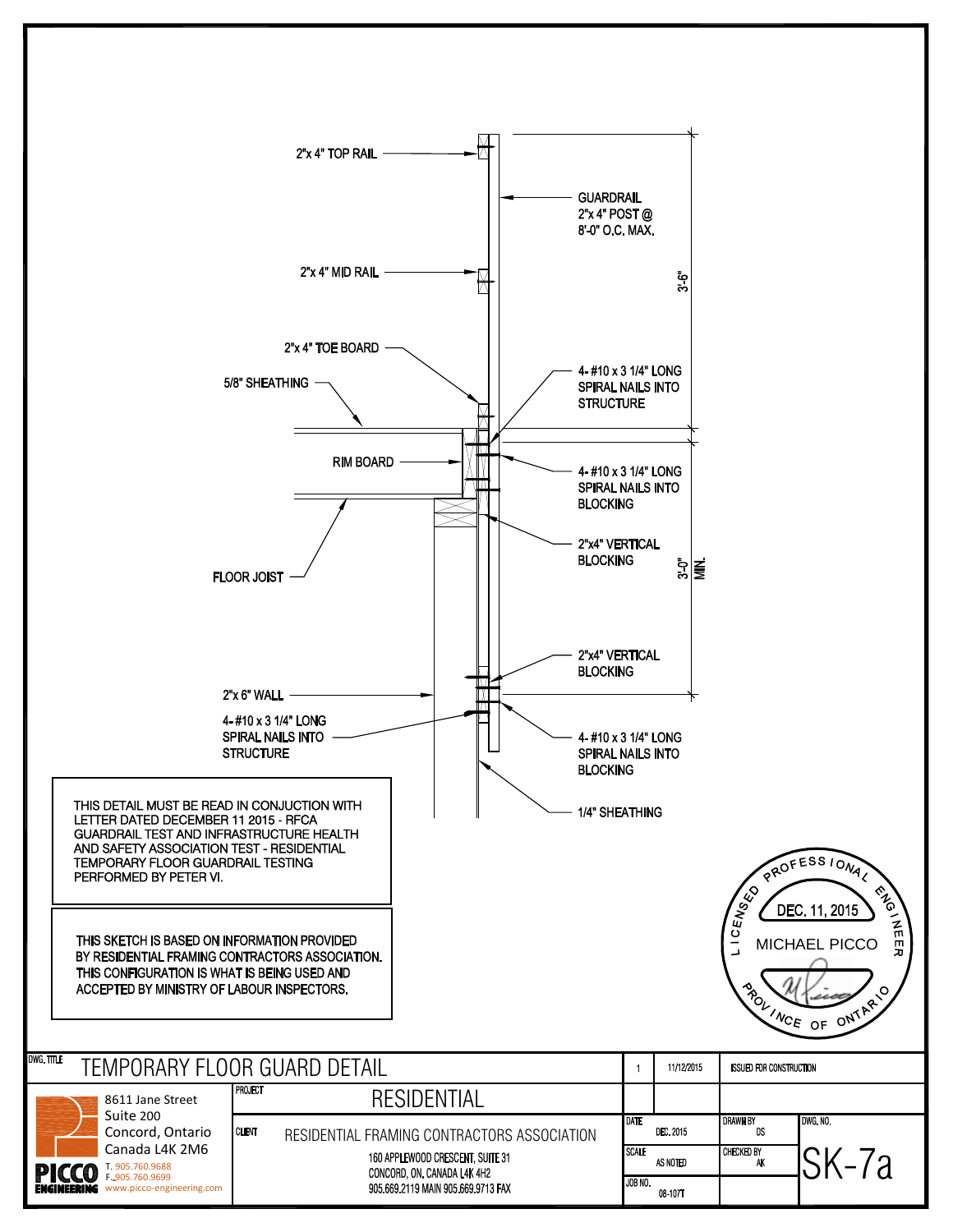2"x 4" TOP RAIL

GUARDRAIL
2"x 4" POST @
8'-0" O.C. MAX.

2"x 4" MID RAIL

3'-6"

2"x 4" TOE BOARD

5/8" SHEATHING

4- #10 x 3 1/4" LONG
SPIRAL NAILS INTO
STRUCTURE

RIM BOARD

4- #10 x 3 1/4" LONG
SPIRAL NAILS INTO
BLOCKING

2"x4" VERTICAL
BLOCKING

FLOOR JOIST

3'-0" MIN.

2"x4" VERTICAL
BLOCKING

2"x 6" WALL

4- #10 x 3 1/4" LONG
SPIRAL NAILS INTO
STRUCTURE

4- #10 x 3 1/4" LONG
SPIRAL NAILS INTO
BLOCKING

1/4" SHEATHING

THIS DETAIL MUST BE READ IN CONJUCTION WITH LETTER DATED DECEMBER 11 2015 - RFCA GUARDRAIL TEST AND INFRASTRUCTURE HEALTH AND SAFETY ASSOCIATION TEST - RESIDENTIAL TEMPORARY FLOOR GUARDRAIL TESTING PERFORMED BY PETER VI.

THIS SKETCH IS BASED ON INFORMATION PROVIDED BY RESIDENTIAL FRAMING CONTRACTORS ASSOCIATION. THIS CONFIGURATION IS WHAT IS BEING USED AND ACCEPTED BY MINISTRY OF LABOUR INSPECTORS.

LICENSED PROFESSIONAL ENGINEER
DEC. 11, 2015
MICHAEL PICCO
PROVINCE OF ONTARIO

| DWG. TITLE | TEMPORARY FLOOR GUARD DETAIL | 1 | 11/12/2015 | ISSUED FOR CONSTRUCTION |
|---|---|---|---|---|
| PROJECT | RESIDENTIAL | | | |
| CLIENT | RESIDENTIAL FRAMING CONTRACTORS ASSOCIATION<br>160 APPLEWOOD CRESCENT, SUITE 31<br>CONCORD, ON, CANADA L4K 4H2<br>905.669.2119 MAIN 905.669.9713 FAX | DATE: DEC. 2015 | DRAWN BY: DS | DWG. NO. SK-7a |
| | | SCALE: AS NOTED | CHECKED BY: AK | |
| | | JOB NO. 08-107T | | |

PICCO ENGINEERING
8611 Jane Street
Suite 200
Concord, Ontario
Canada L4K 2M6
T. 905.760.9688
F. 905.760.9699
www.picco-engineering.com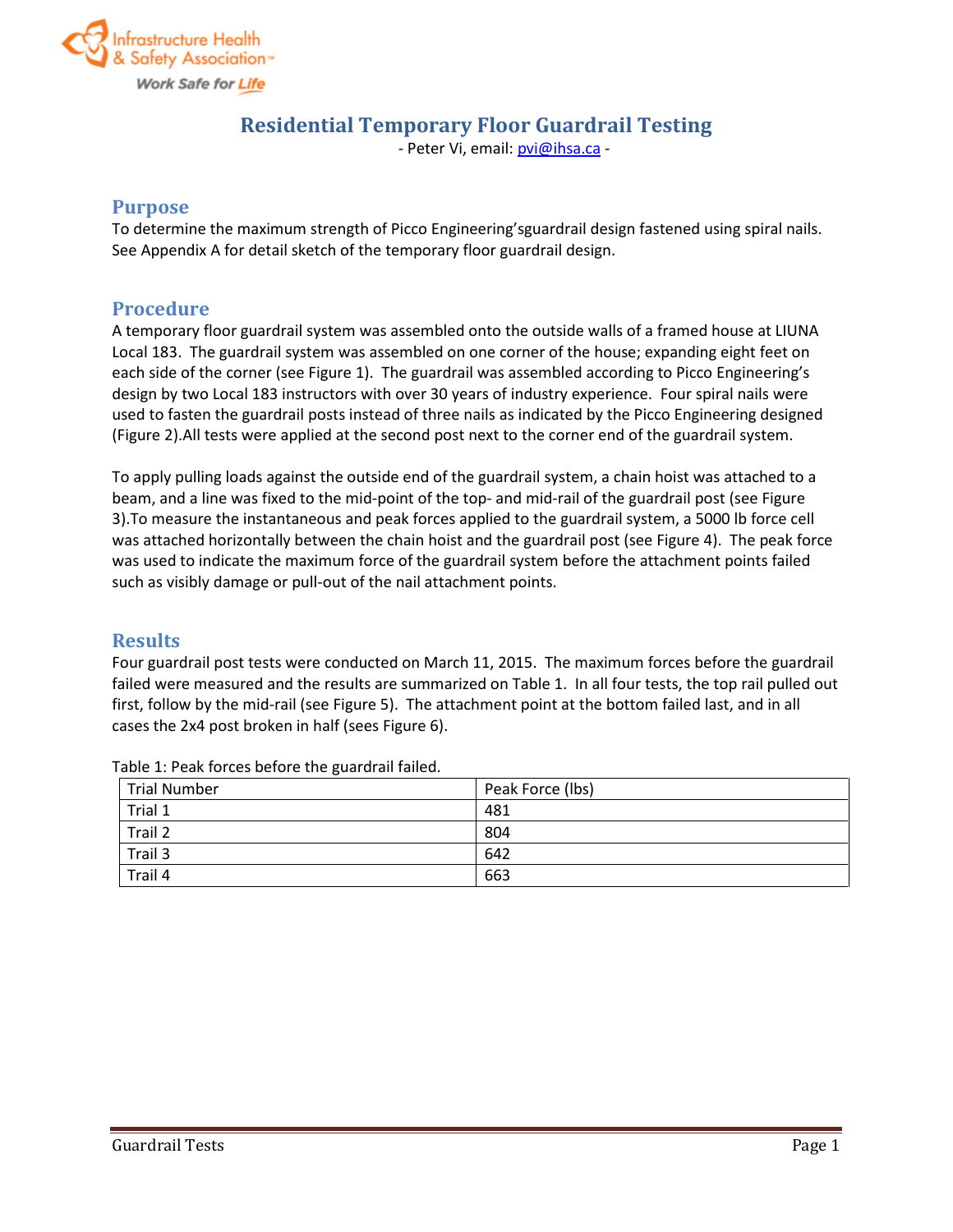# Residential Temporary Floor Guardrail Testing

- Peter Vi, email: pvi@ihsa.ca -

## Purpose

To determine the maximum strength of Picco Engineering'sguardrail design fastened using spiral nails. See Appendix A for detail sketch of the temporary floor guardrail design.

## Procedure

A temporary floor guardrail system was assembled onto the outside walls of a framed house at LIUNA Local 183. The guardrail system was assembled on one corner of the house; expanding eight feet on each side of the corner (see Figure 1). The guardrail was assembled according to Picco Engineering's design by two Local 183 instructors with over 30 years of industry experience. Four spiral nails were used to fasten the guardrail posts instead of three nails as indicated by the Picco Engineering designed (Figure 2).All tests were applied at the second post next to the corner end of the guardrail system.

To apply pulling loads against the outside end of the guardrail system, a chain hoist was attached to a beam, and a line was fixed to the mid-point of the top- and mid-rail of the guardrail post (see Figure 3).To measure the instantaneous and peak forces applied to the guardrail system, a 5000 lb force cell was attached horizontally between the chain hoist and the guardrail post (see Figure 4). The peak force was used to indicate the maximum force of the guardrail system before the attachment points failed such as visibly damage or pull-out of the nail attachment points.

## Results

Four guardrail post tests were conducted on March 11, 2015. The maximum forces before the guardrail failed were measured and the results are summarized on Table 1. In all four tests, the top rail pulled out first, follow by the mid-rail (see Figure 5). The attachment point at the bottom failed last, and in all cases the 2x4 post broken in half (sees Figure 6).

Table 1: Peak forces before the guardrail failed.

| Trial Number | Peak Force (lbs) |
|---|---|
| Trial 1 | 481 |
| Trail 2 | 804 |
| Trail 3 | 642 |
| Trail 4 | 663 |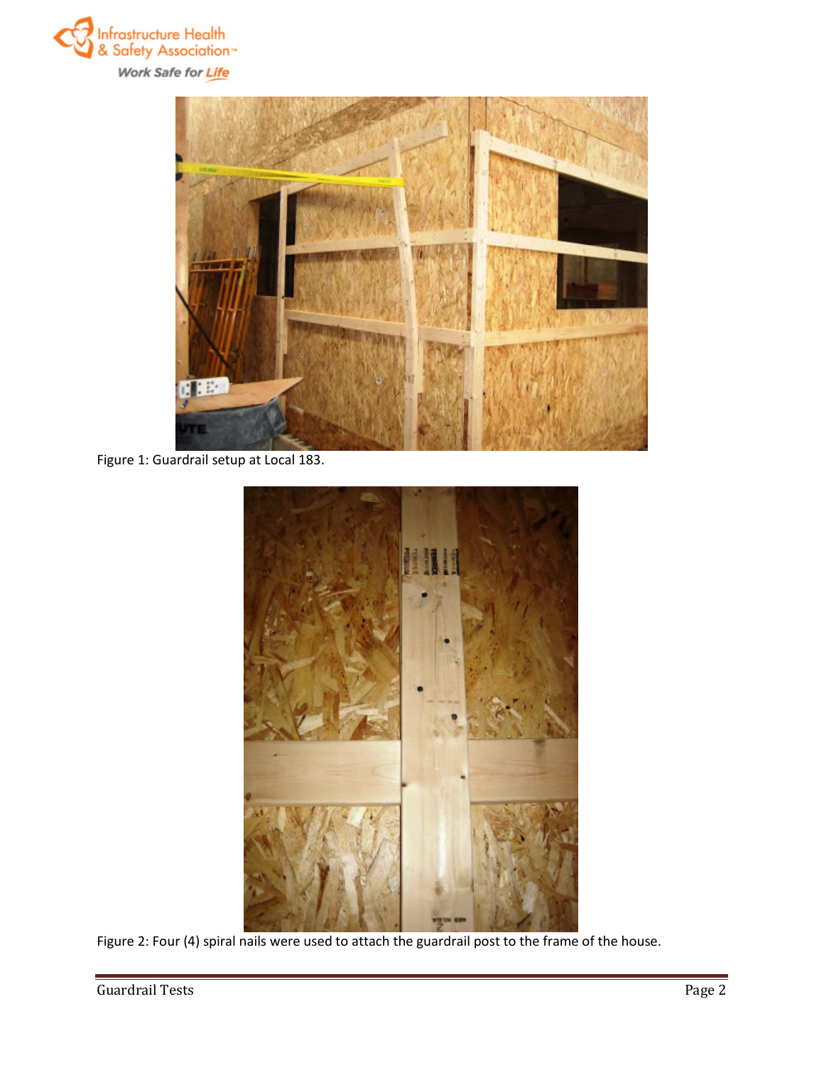Figure 1: Guardrail setup at Local 183.

Figure 2: Four (4) spiral nails were used to attach the guardrail post to the frame of the house.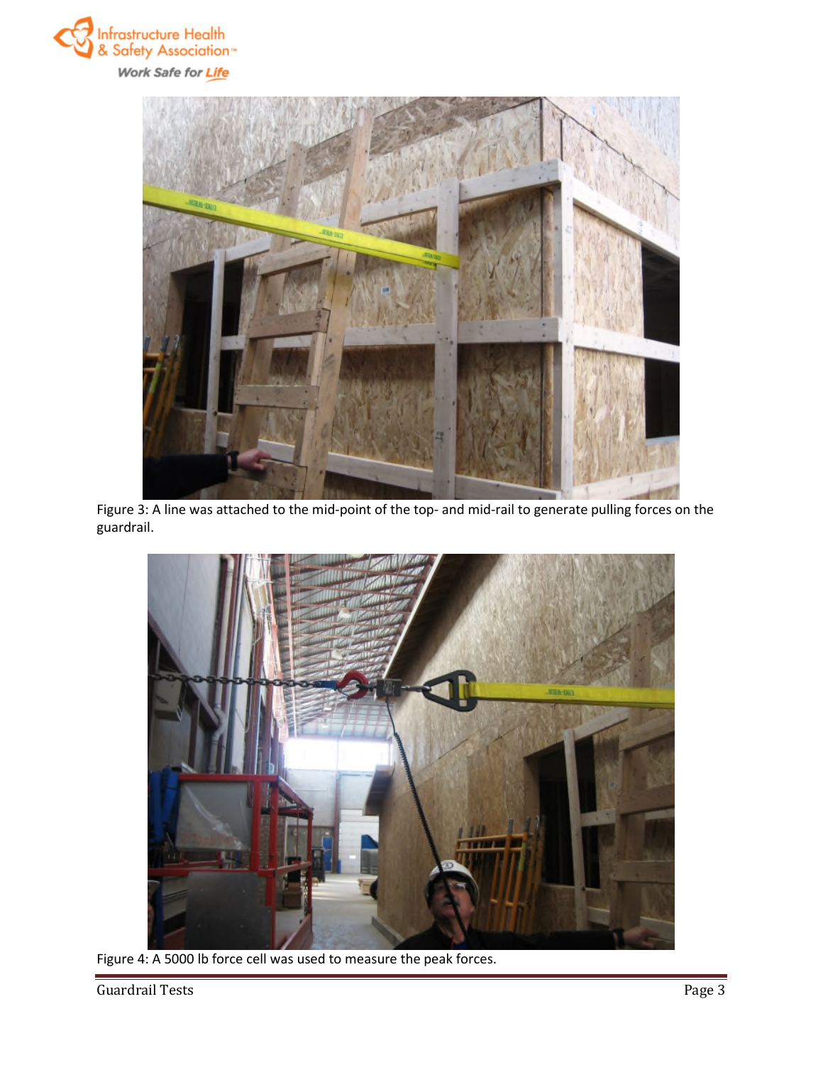Figure 3: A line was attached to the mid-point of the top- and mid-rail to generate pulling forces on the guardrail.

Figure 4: A 5000 lb force cell was used to measure the peak forces.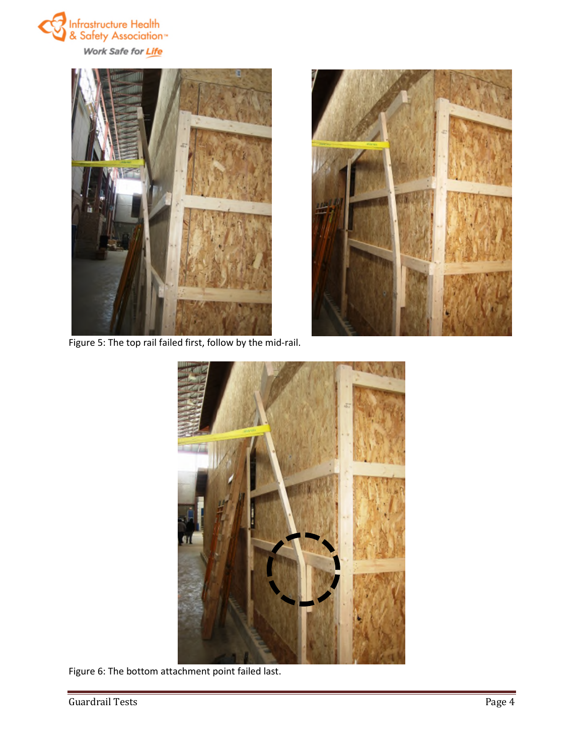Figure 5: The top rail failed first, follow by the mid-rail.

Figure 6: The bottom attachment point failed last.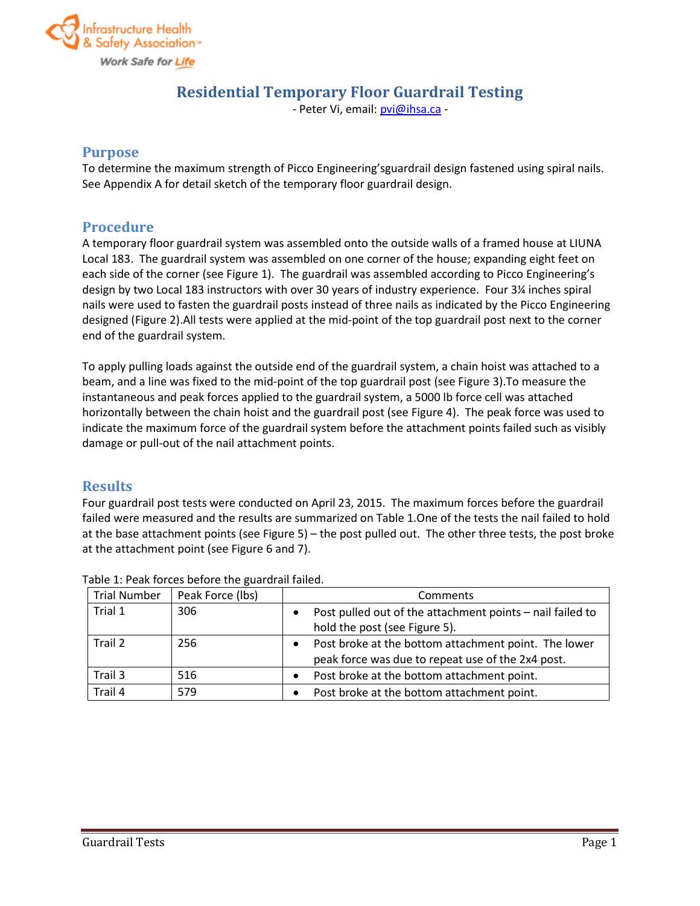# Residential Temporary Floor Guardrail Testing

- Peter Vi, email: pvi@ihsa.ca -

## Purpose

To determine the maximum strength of Picco Engineering'sguardrail design fastened using spiral nails. See Appendix A for detail sketch of the temporary floor guardrail design.

## Procedure

A temporary floor guardrail system was assembled onto the outside walls of a framed house at LIUNA Local 183. The guardrail system was assembled on one corner of the house; expanding eight feet on each side of the corner (see Figure 1). The guardrail was assembled according to Picco Engineering's design by two Local 183 instructors with over 30 years of industry experience. Four 3¼ inches spiral nails were used to fasten the guardrail posts instead of three nails as indicated by the Picco Engineering designed (Figure 2).All tests were applied at the mid-point of the top guardrail post next to the corner end of the guardrail system.

To apply pulling loads against the outside end of the guardrail system, a chain hoist was attached to a beam, and a line was fixed to the mid-point of the top guardrail post (see Figure 3).To measure the instantaneous and peak forces applied to the guardrail system, a 5000 lb force cell was attached horizontally between the chain hoist and the guardrail post (see Figure 4). The peak force was used to indicate the maximum force of the guardrail system before the attachment points failed such as visibly damage or pull-out of the nail attachment points.

## Results

Four guardrail post tests were conducted on April 23, 2015. The maximum forces before the guardrail failed were measured and the results are summarized on Table 1.One of the tests the nail failed to hold at the base attachment points (see Figure 5) – the post pulled out. The other three tests, the post broke at the attachment point (see Figure 6 and 7).

Table 1: Peak forces before the guardrail failed.

| Trial Number | Peak Force (lbs) | Comments |
|---|---|---|
| Trial 1 | 306 | • Post pulled out of the attachment points – nail failed to hold the post (see Figure 5). |
| Trail 2 | 256 | • Post broke at the bottom attachment point. The lower peak force was due to repeat use of the 2x4 post. |
| Trail 3 | 516 | • Post broke at the bottom attachment point. |
| Trail 4 | 579 | • Post broke at the bottom attachment point. |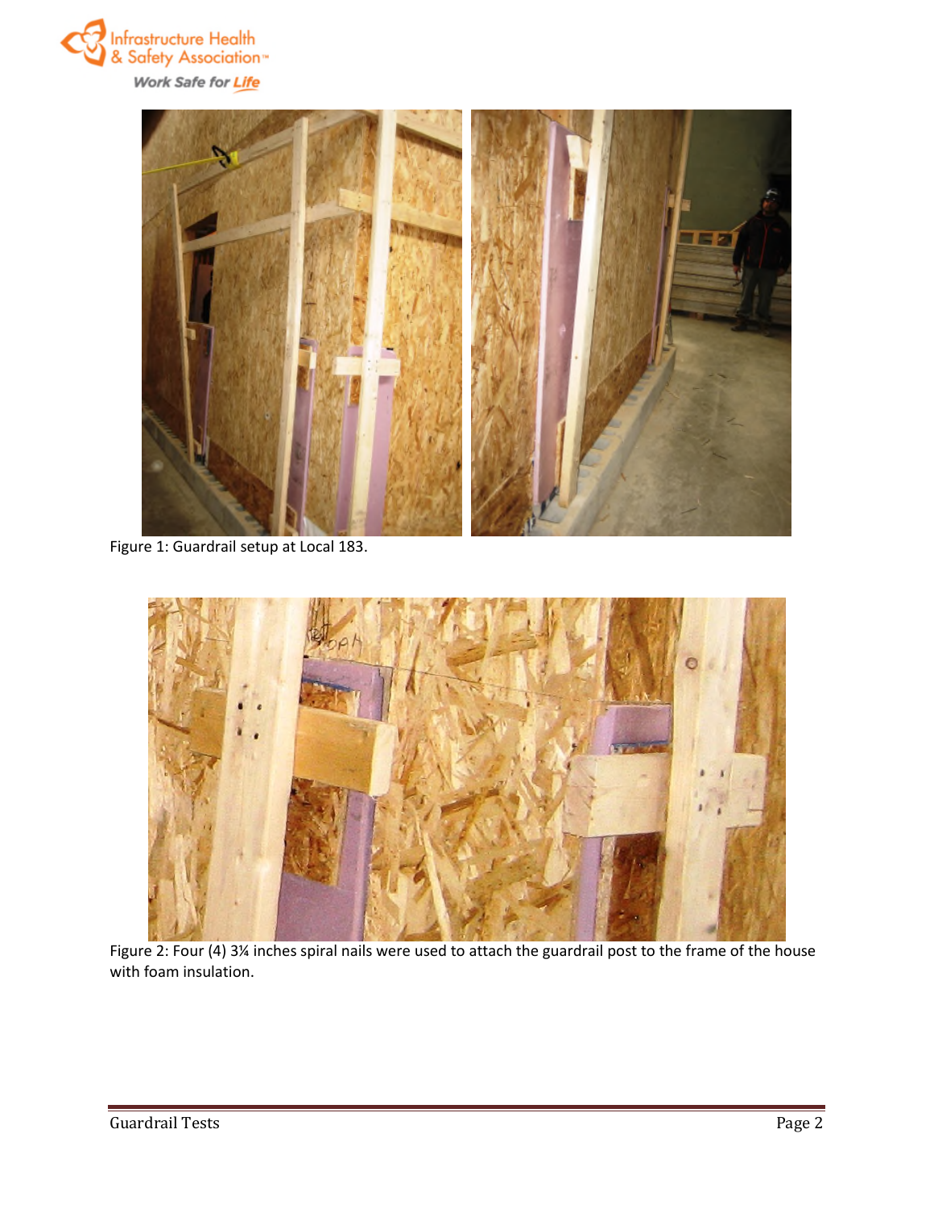Figure 1: Guardrail setup at Local 183.

Figure 2: Four (4) 3¼ inches spiral nails were used to attach the guardrail post to the frame of the house with foam insulation.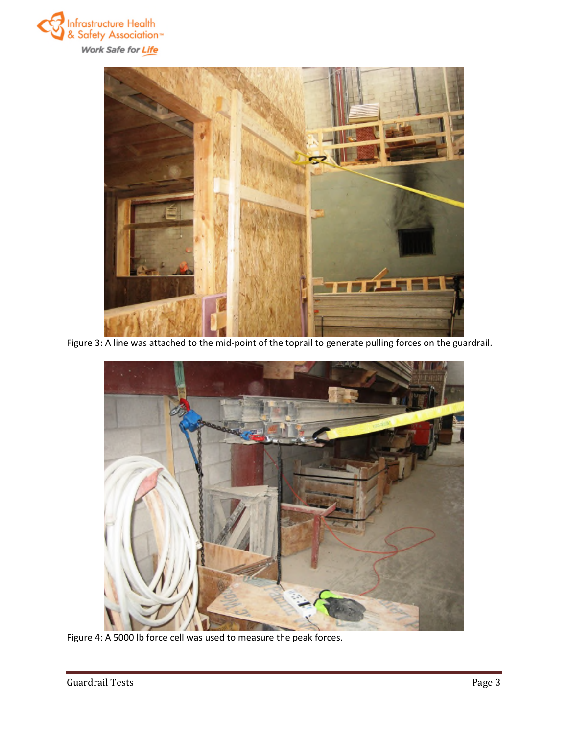Figure 3: A line was attached to the mid-point of the toprail to generate pulling forces on the guardrail.

Figure 4: A 5000 lb force cell was used to measure the peak forces.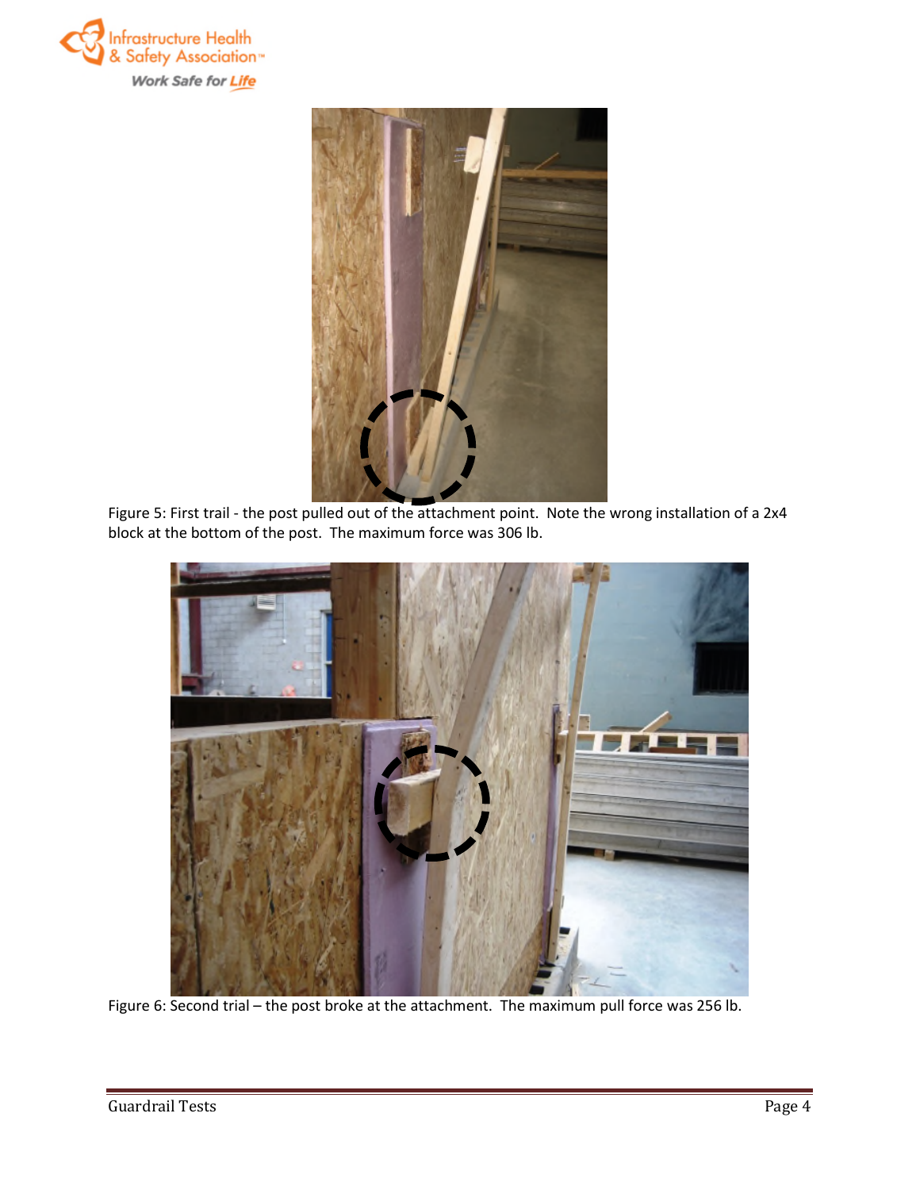Figure 5: First trail - the post pulled out of the attachment point. Note the wrong installation of a 2x4 block at the bottom of the post. The maximum force was 306 lb.

Figure 6: Second trial – the post broke at the attachment. The maximum pull force was 256 lb.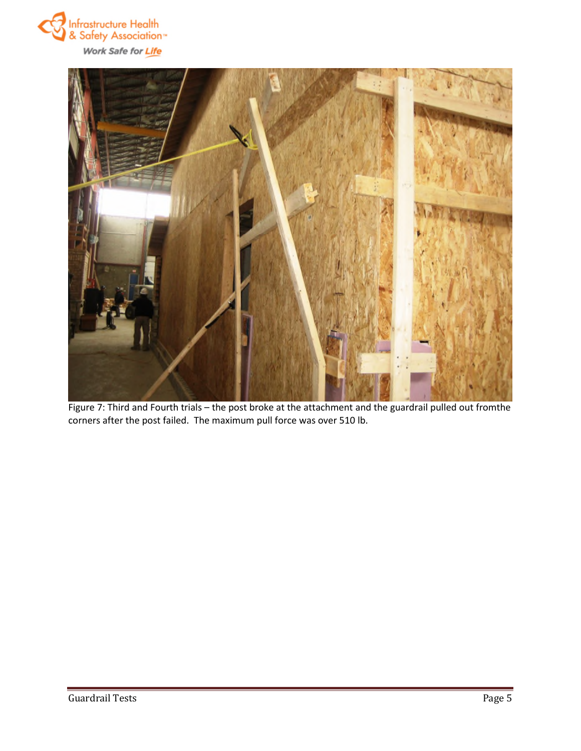Figure 7: Third and Fourth trials – the post broke at the attachment and the guardrail pulled out fromthe corners after the post failed. The maximum pull force was over 510 lb.